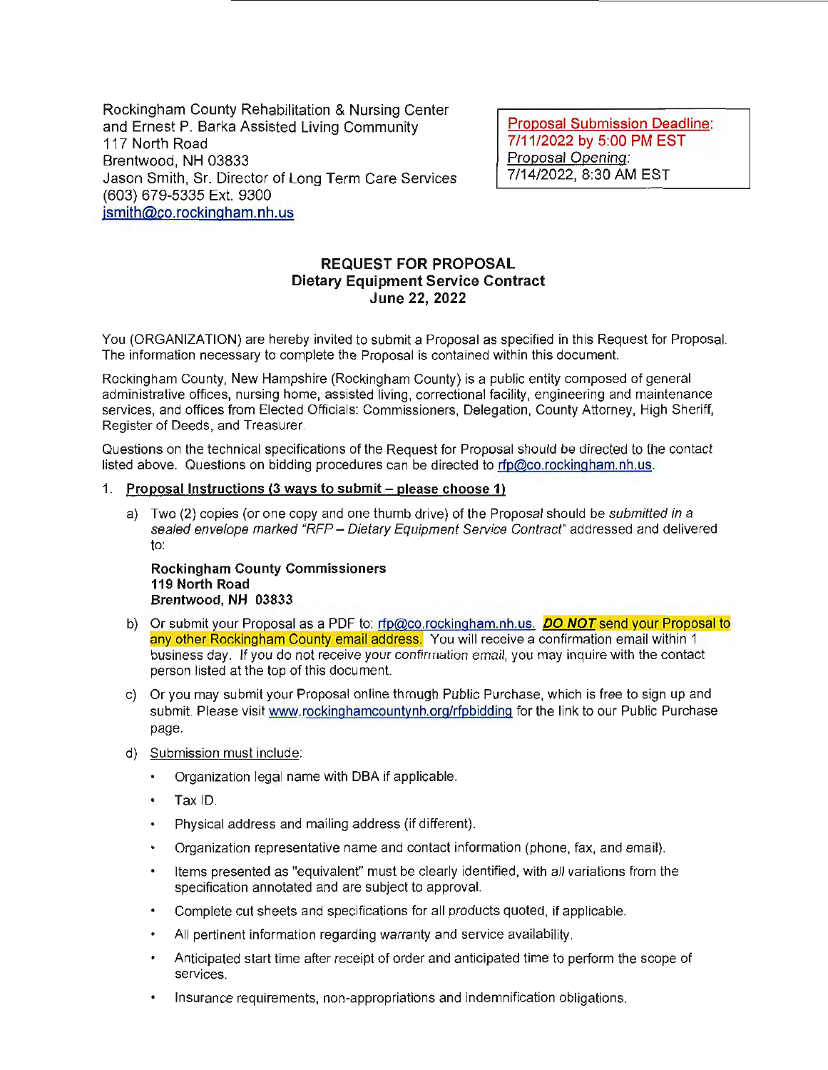Rockingham County Rehabilitation & Nursing Center
and Ernest P. Barka Assisted Living Community
117 North Road
Brentwood, NH 03833
Jason Smith, Sr. Director of Long Term Care Services
(603) 679-5335 Ext. 9300
jsmith@co.rockingham.nh.us

Proposal Submission Deadline:
7/11/2022 by 5:00 PM EST
*Proposal Opening:*
7/14/2022, 8:30 AM EST

# REQUEST FOR PROPOSAL
## Dietary Equipment Service Contract
**June 22, 2022**

You (ORGANIZATION) are hereby invited to submit a Proposal as specified in this Request for Proposal. The information necessary to complete the Proposal is contained within this document.

Rockingham County, New Hampshire (Rockingham County) is a public entity composed of general administrative offices, nursing home, assisted living, correctional facility, engineering and maintenance services, and offices from Elected Officials: Commissioners, Delegation, County Attorney, High Sheriff, Register of Deeds, and Treasurer.

Questions on the technical specifications of the Request for Proposal should be directed to the contact listed above. Questions on bidding procedures can be directed to rfp@co.rockingham.nh.us.

1. **Proposal Instructions (3 ways to submit – please choose 1)**

   a) Two (2) copies (or one copy and one thumb drive) of the Proposal should be *submitted in a sealed envelope marked "RFP – Dietary Equipment Service Contract"* addressed and delivered to:

      **Rockingham County Commissioners**
      **119 North Road**
      **Brentwood, NH 03833**

   b) Or submit your Proposal as a PDF to: rfp@co.rockingham.nh.us. ***DO NOT*** send your Proposal to any other Rockingham County email address. You will receive a confirmation email within 1 business day. If you do not receive your confirmation email, you may inquire with the contact person listed at the top of this document.

   c) Or you may submit your Proposal online through Public Purchase, which is free to sign up and submit. Please visit www.rockinghamcountynh.org/rfpbidding for the link to our Public Purchase page.

   d) Submission must include:

      - Organization legal name with DBA if applicable.
      - Tax ID.
      - Physical address and mailing address (if different).
      - Organization representative name and contact information (phone, fax, and email).
      - Items presented as "equivalent" must be clearly identified, with *all* variations from the specification annotated and are subject to approval.
      - Complete cut sheets and specifications for all products quoted, if applicable.
      - All pertinent information regarding warranty and service availability.
      - Anticipated start time after receipt of order and anticipated time to perform the scope of services.
      - Insurance requirements, non-appropriations and indemnification obligations.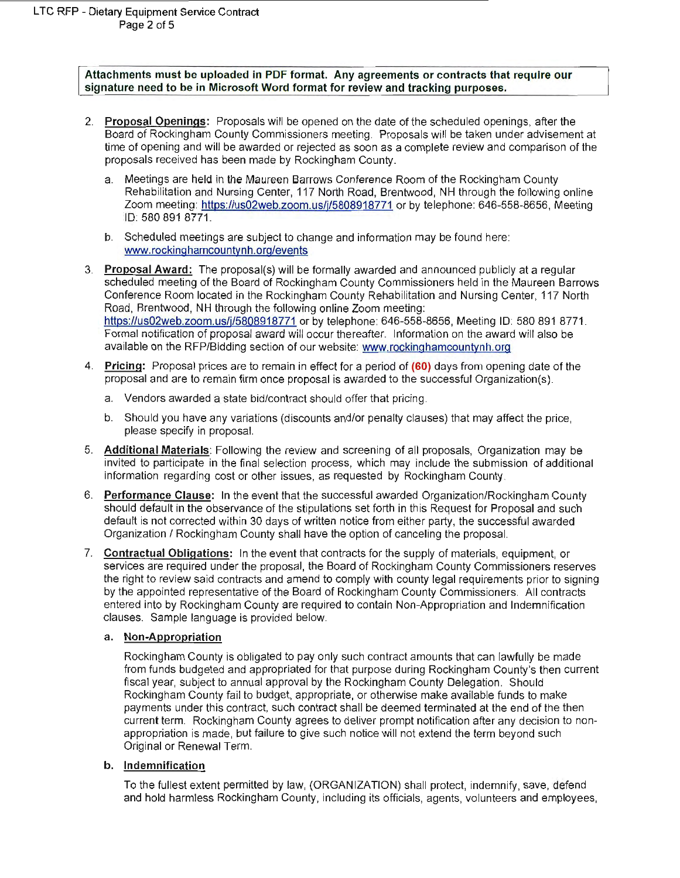**Attachments must be uploaded in PDF format. Any agreements or contracts that require our signature need to be in Microsoft Word format for review and tracking purposes.**

2. **Proposal Openings:** Proposals will be opened on the date of the scheduled openings, after the Board of Rockingham County Commissioners meeting. Proposals will be taken under advisement at time of opening and will be awarded or rejected as soon as a complete review and comparison of the proposals received has been made by Rockingham County.

   a. Meetings are held in the Maureen Barrows Conference Room of the Rockingham County Rehabilitation and Nursing Center, 117 North Road, Brentwood, NH through the following online Zoom meeting: https://us02web.zoom.us/j/5808918771 or by telephone: 646-558-8656, Meeting ID: 580 891 8771.

   b. Scheduled meetings are subject to change and information may be found here: www.rockinghamcountynh.org/events

3. **Proposal Award:** The proposal(s) will be formally awarded and announced publicly at a regular scheduled meeting of the Board of Rockingham County Commissioners held in the Maureen Barrows Conference Room located in the Rockingham County Rehabilitation and Nursing Center, 117 North Road, Brentwood, NH through the following online Zoom meeting: https://us02web.zoom.us/j/5808918771 or by telephone: 646-558-8656, Meeting ID: 580 891 8771. Formal notification of proposal award will occur thereafter. Information on the award will also be available on the RFP/Bidding section of our website: www.rockinghamcountynh.org

4. **Pricing:** Proposal prices are to remain in effect for a period of **(60)** days from opening date of the proposal and are to remain firm once proposal is awarded to the successful Organization(s).

   a. Vendors awarded a state bid/contract should offer that pricing.

   b. Should you have any variations (discounts and/or penalty clauses) that may affect the price, please specify in proposal.

5. **Additional Materials**: Following the review and screening of all proposals, Organization may be invited to participate in the final selection process, which may include the submission of additional information regarding cost or other issues, as requested by Rockingham County.

6. **Performance Clause:** In the event that the successful awarded Organization/Rockingham County should default in the observance of the stipulations set forth in this Request for Proposal and such default is not corrected within 30 days of written notice from either party, the successful awarded Organization / Rockingham County shall have the option of canceling the proposal.

7. **Contractual Obligations:** In the event that contracts for the supply of materials, equipment, or services are required under the proposal, the Board of Rockingham County Commissioners reserves the right to review said contracts and amend to comply with county legal requirements prior to signing by the appointed representative of the Board of Rockingham County Commissioners. All contracts entered into by Rockingham County are required to contain Non-Appropriation and Indemnification clauses. Sample language is provided below.

   **a. Non-Appropriation**

   Rockingham County is obligated to pay only such contract amounts that can lawfully be made from funds budgeted and appropriated for that purpose during Rockingham County's then current fiscal year, subject to annual approval by the Rockingham County Delegation. Should Rockingham County fail to budget, appropriate, or otherwise make available funds to make payments under this contract, such contract shall be deemed terminated at the end of the then current term. Rockingham County agrees to deliver prompt notification after any decision to non-appropriation is made, but failure to give such notice will not extend the term beyond such Original or Renewal Term.

   **b. Indemnification**

   To the fullest extent permitted by law, (ORGANIZATION) shall protect, indemnify, save, defend and hold harmless Rockingham County, including its officials, agents, volunteers and employees,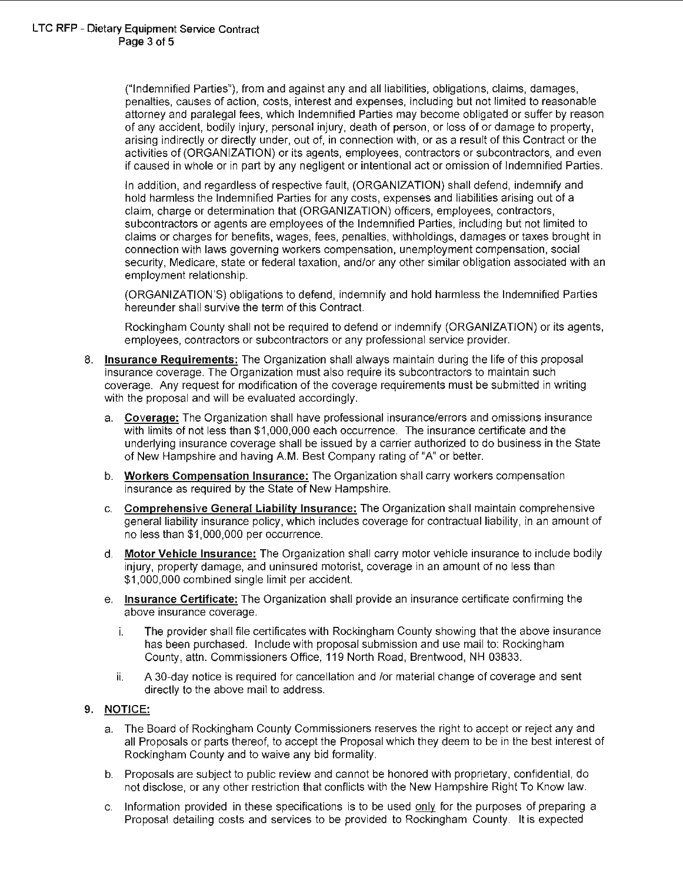("Indemnified Parties"), from and against any and all liabilities, obligations, claims, damages, penalties, causes of action, costs, interest and expenses, including but not limited to reasonable attorney and paralegal fees, which Indemnified Parties may become obligated or suffer by reason of any accident, bodily injury, personal injury, death of person, or loss of or damage to property, arising indirectly or directly under, out of, in connection with, or as a result of this Contract or the activities of (ORGANIZATION) or its agents, employees, contractors or subcontractors, and even if caused in whole or in part by any negligent or intentional act or omission of Indemnified Parties.

In addition, and regardless of respective fault, (ORGANIZATION) shall defend, indemnify and hold harmless the Indemnified Parties for any costs, expenses and liabilities arising out of a claim, charge or determination that (ORGANIZATION) officers, employees, contractors, subcontractors or agents are employees of the Indemnified Parties, including but not limited to claims or charges for benefits, wages, fees, penalties, withholdings, damages or taxes brought in connection with laws governing workers compensation, unemployment compensation, social security, Medicare, state or federal taxation, and/or any other similar obligation associated with an employment relationship.

(ORGANIZATION'S) obligations to defend, indemnify and hold harmless the Indemnified Parties hereunder shall survive the term of this Contract.

Rockingham County shall not be required to defend or indemnify (ORGANIZATION) or its agents, employees, contractors or subcontractors or any professional service provider.

8. **Insurance Requirements:** The Organization shall always maintain during the life of this proposal insurance coverage. The Organization must also require its subcontractors to maintain such coverage. Any request for modification of the coverage requirements must be submitted in writing with the proposal and will be evaluated accordingly.

   a. **Coverage:** The Organization shall have professional insurance/errors and omissions insurance with limits of not less than $1,000,000 each occurrence. The insurance certificate and the underlying insurance coverage shall be issued by a carrier authorized to do business in the State of New Hampshire and having A.M. Best Company rating of "A" or better.

   b. **Workers Compensation Insurance:** The Organization shall carry workers compensation insurance as required by the State of New Hampshire.

   c. **Comprehensive General Liability Insurance:** The Organization shall maintain comprehensive general liability insurance policy, which includes coverage for contractual liability, in an amount of no less than $1,000,000 per occurrence.

   d. **Motor Vehicle Insurance:** The Organization shall carry motor vehicle insurance to include bodily injury, property damage, and uninsured motorist, coverage in an amount of no less than $1,000,000 combined single limit per accident.

   e. **Insurance Certificate:** The Organization shall provide an insurance certificate confirming the above insurance coverage.

      i. The provider shall file certificates with Rockingham County showing that the above insurance has been purchased. Include with proposal submission and use mail to: Rockingham County, attn. Commissioners Office, 119 North Road, Brentwood, NH 03833.

      ii. A 30-day notice is required for cancellation and /or material change of coverage and sent directly to the above mail to address.

9. **NOTICE:**

   a. The Board of Rockingham County Commissioners reserves the right to accept or reject any and all Proposals or parts thereof, to accept the Proposal which they deem to be in the best interest of Rockingham County and to waive any bid formality.

   b. Proposals are subject to public review and cannot be honored with proprietary, confidential, do not disclose, or any other restriction that conflicts with the New Hampshire Right To Know law.

   c. Information provided in these specifications is to be used only for the purposes of preparing a Proposal detailing costs and services to be provided to Rockingham County. It is expected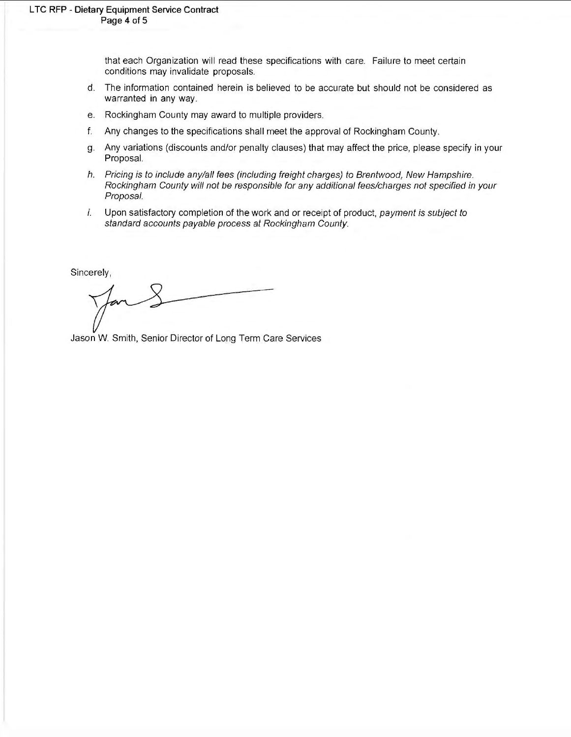that each Organization will read these specifications with care. Failure to meet certain conditions may invalidate proposals.

d. The information contained herein is believed to be accurate but should not be considered as warranted in any way.

e. Rockingham County may award to multiple providers.

f. Any changes to the specifications shall meet the approval of Rockingham County.

g. Any variations (discounts and/or penalty clauses) that may affect the price, please specify in your Proposal.

h. *Pricing is to include any/all fees (including freight charges) to Brentwood, New Hampshire. Rockingham County will not be responsible for any additional fees/charges not specified in your Proposal.*

i. Upon satisfactory completion of the work and or receipt of product, *payment is subject to standard accounts payable process at Rockingham County.*

Sincerely,

Jason W. Smith, Senior Director of Long Term Care Services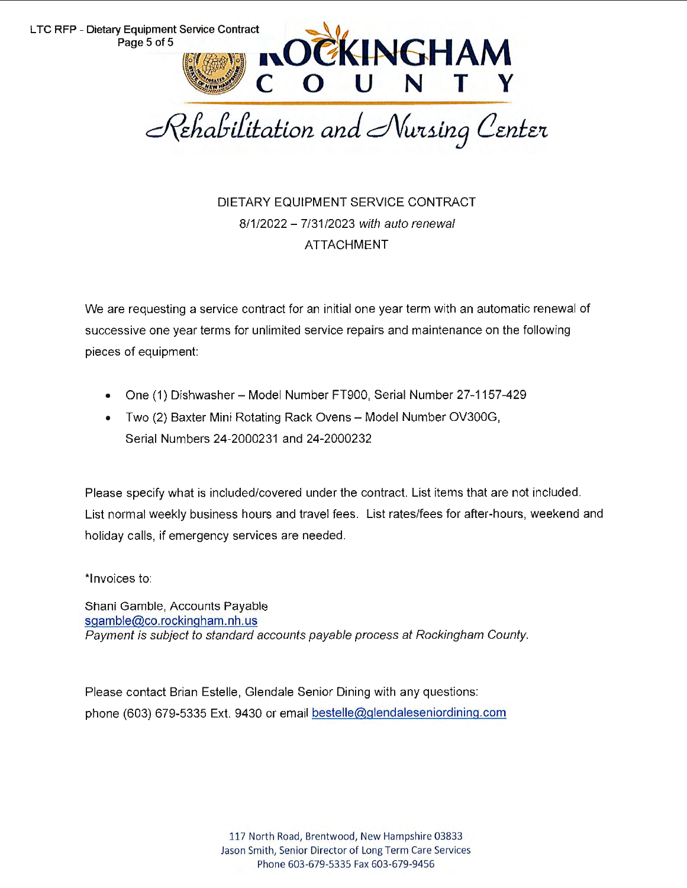# ROCKINGHAM COUNTY

## Rehabilitation and Nursing Center

DIETARY EQUIPMENT SERVICE CONTRACT

8/1/2022 – 7/31/2023 *with auto renewal*

ATTACHMENT

We are requesting a service contract for an initial one year term with an automatic renewal of successive one year terms for unlimited service repairs and maintenance on the following pieces of equipment:

- One (1) Dishwasher – Model Number FT900, Serial Number 27-1157-429
- Two (2) Baxter Mini Rotating Rack Ovens – Model Number OV300G, Serial Numbers 24-2000231 and 24-2000232

Please specify what is included/covered under the contract. List items that are not included. List normal weekly business hours and travel fees. List rates/fees for after-hours, weekend and holiday calls, if emergency services are needed.

*Invoices to:

Shani Gamble, Accounts Payable
sgamble@co.rockingham.nh.us
*Payment is subject to standard accounts payable process at Rockingham County.*

Please contact Brian Estelle, Glendale Senior Dining with any questions:
phone (603) 679-5335 Ext. 9430 or email bestelle@glendaleseniordining.com

117 North Road, Brentwood, New Hampshire 03833
Jason Smith, Senior Director of Long Term Care Services
Phone 603-679-5335 Fax 603-679-9456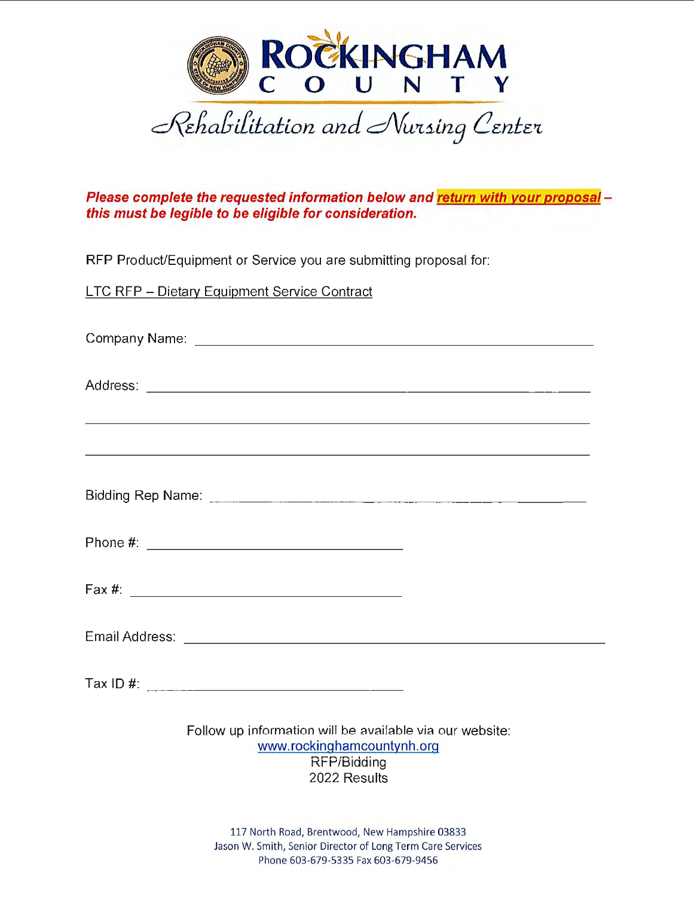# ROCKINGHAM COUNTY

## Rehabilitation and Nursing Center

***Please complete the requested information below and return with your proposal – this must be legible to be eligible for consideration.***

RFP Product/Equipment or Service you are submitting proposal for:

LTC RFP – Dietary Equipment Service Contract

Company Name: ______________________________________________

Address: ______________________________________________

______________________________________________

______________________________________________

Bidding Rep Name: ______________________________________________

Phone #: ______________________________

Fax #: ______________________________

Email Address: ______________________________________________

Tax ID #: ______________________________

Follow up information will be available via our website:
www.rockinghamcountynh.org
RFP/Bidding
2022 Results

117 North Road, Brentwood, New Hampshire 03833
Jason W. Smith, Senior Director of Long Term Care Services
Phone 603-679-5335 Fax 603-679-9456